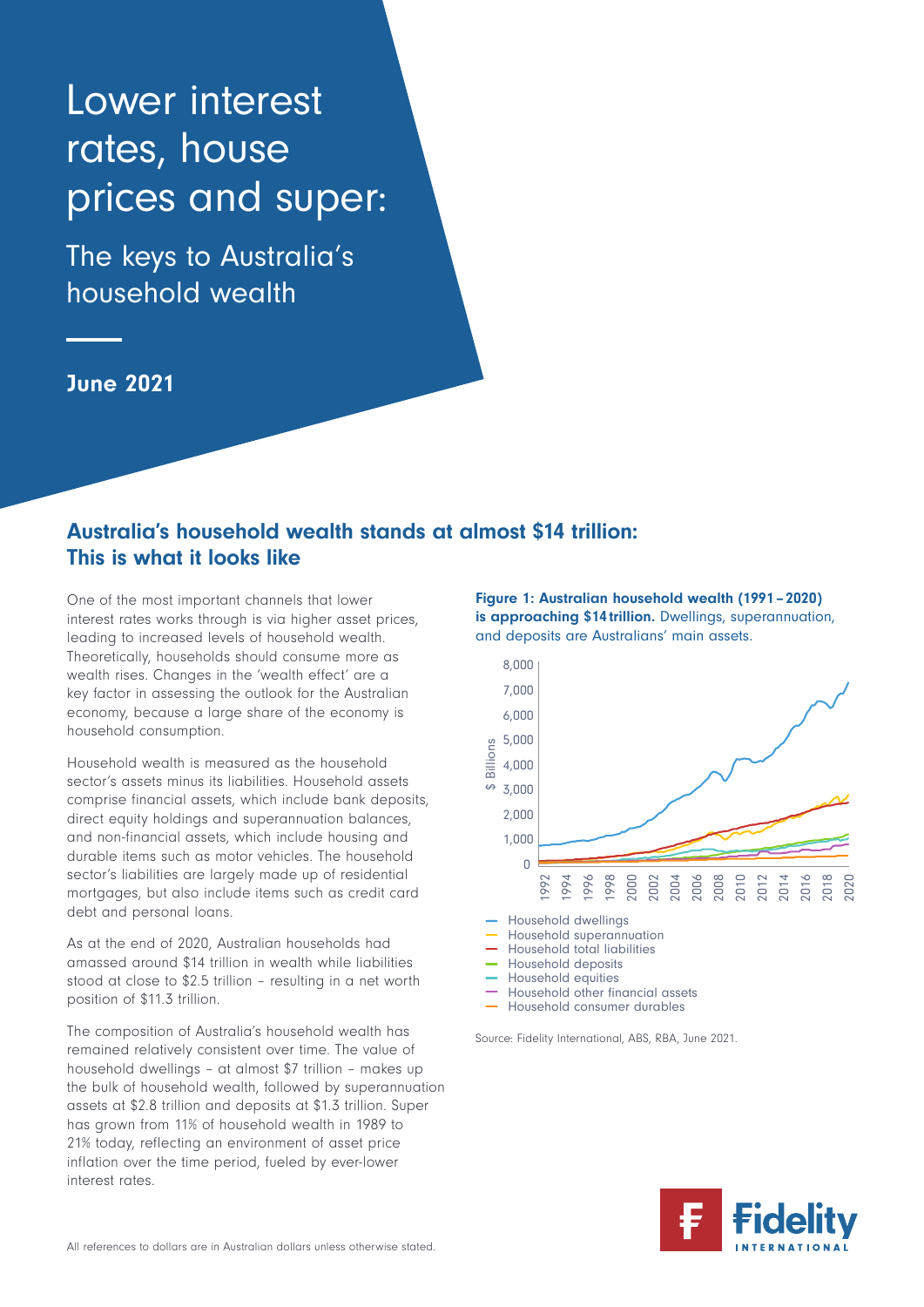# Lower interest rates, house prices and super:

## The keys to Australia's household wealth

**June 2021**

## Australia's household wealth stands at almost $14 trillion: This is what it looks like

One of the most important channels that lower interest rates works through is via higher asset prices, leading to increased levels of household wealth. Theoretically, households should consume more as wealth rises. Changes in the 'wealth effect' are a key factor in assessing the outlook for the Australian economy, because a large share of the economy is household consumption.

Household wealth is measured as the household sector's assets minus its liabilities. Household assets comprise financial assets, which include bank deposits, direct equity holdings and superannuation balances, and non-financial assets, which include housing and durable items such as motor vehicles. The household sector's liabilities are largely made up of residential mortgages, but also include items such as credit card debt and personal loans.

As at the end of 2020, Australian households had amassed around $14 trillion in wealth while liabilities stood at close to $2.5 trillion – resulting in a net worth position of $11.3 trillion.

The composition of Australia's household wealth has remained relatively consistent over time. The value of household dwellings – at almost $7 trillion – makes up the bulk of household wealth, followed by superannuation assets at $2.8 trillion and deposits at $1.3 trillion. Super has grown from 11% of household wealth in 1989 to 21% today, reflecting an environment of asset price inflation over the time period, fueled by ever-lower interest rates.

**Figure 1: Australian household wealth (1991 – 2020) is approaching $14 trillion.** Dwellings, superannuation, and deposits are Australians' main assets.

Source: Fidelity International, ABS, RBA, June 2021.

All references to dollars are in Australian dollars unless otherwise stated.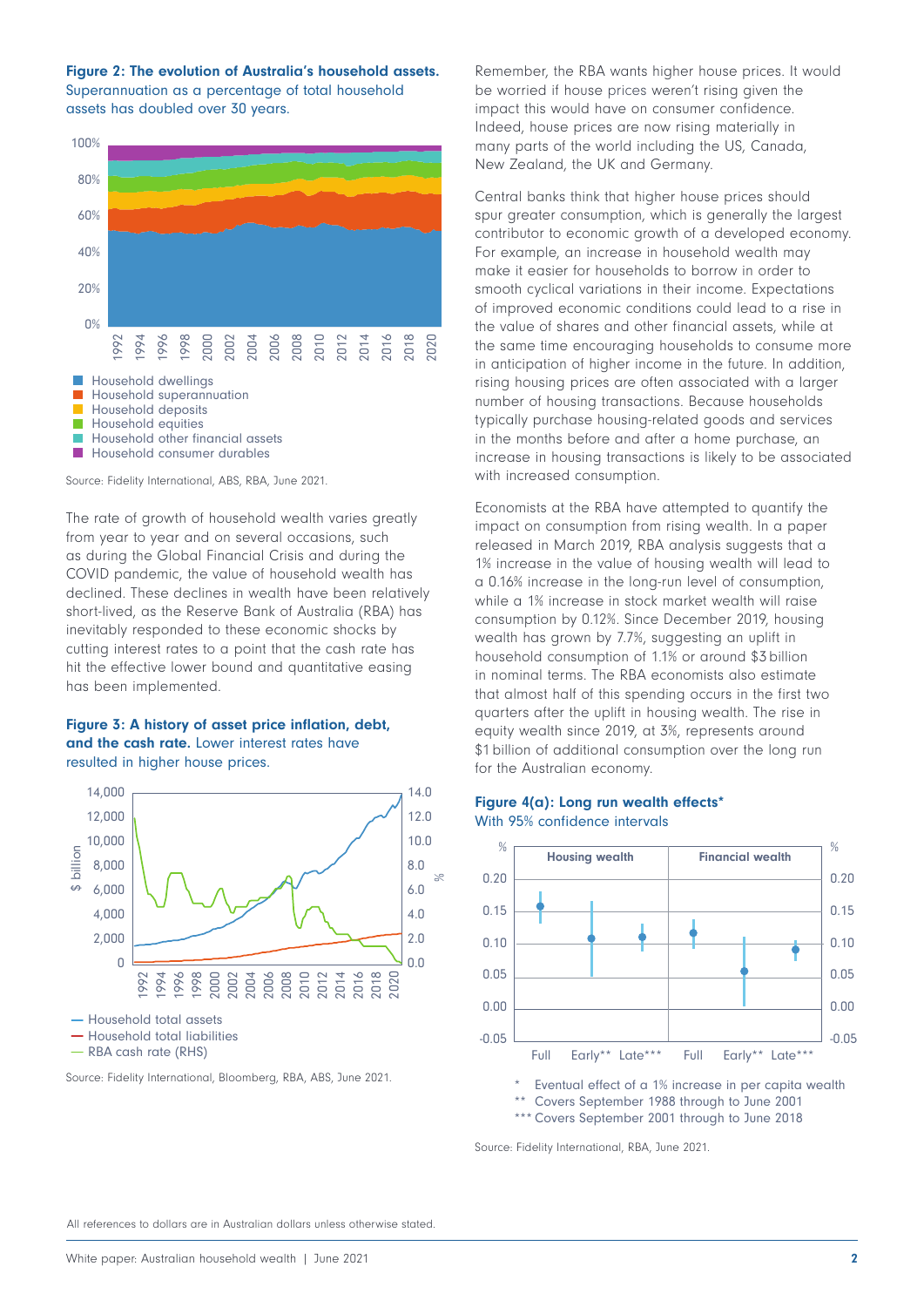**Figure 2: The evolution of Australia's household assets.** Superannuation as a percentage of total household assets has doubled over 30 years.

- Household dwellings
- Household superannuation
- Household deposits
- Household equities
- Household other financial assets
- Household consumer durables

Source: Fidelity International, ABS, RBA, June 2021.

The rate of growth of household wealth varies greatly from year to year and on several occasions, such as during the Global Financial Crisis and during the COVID pandemic, the value of household wealth has declined. These declines in wealth have been relatively short-lived, as the Reserve Bank of Australia (RBA) has inevitably responded to these economic shocks by cutting interest rates to a point that the cash rate has hit the effective lower bound and quantitative easing has been implemented.

**Figure 3: A history of asset price inflation, debt, and the cash rate.** Lower interest rates have resulted in higher house prices.

- Household total assets
- Household total liabilities
- RBA cash rate (RHS)

Source: Fidelity International, Bloomberg, RBA, ABS, June 2021.

Remember, the RBA wants higher house prices. It would be worried if house prices weren't rising given the impact this would have on consumer confidence. Indeed, house prices are now rising materially in many parts of the world including the US, Canada, New Zealand, the UK and Germany.

Central banks think that higher house prices should spur greater consumption, which is generally the largest contributor to economic growth of a developed economy. For example, an increase in household wealth may make it easier for households to borrow in order to smooth cyclical variations in their income. Expectations of improved economic conditions could lead to a rise in the value of shares and other financial assets, while at the same time encouraging households to consume more in anticipation of higher income in the future. In addition, rising housing prices are often associated with a larger number of housing transactions. Because households typically purchase housing-related goods and services in the months before and after a home purchase, an increase in housing transactions is likely to be associated with increased consumption.

Economists at the RBA have attempted to quantify the impact on consumption from rising wealth. In a paper released in March 2019, RBA analysis suggests that a 1% increase in the value of housing wealth will lead to a 0.16% increase in the long-run level of consumption, while a 1% increase in stock market wealth will raise consumption by 0.12%. Since December 2019, housing wealth has grown by 7.7%, suggesting an uplift in household consumption of 1.1% or around $3 billion in nominal terms. The RBA economists also estimate that almost half of this spending occurs in the first two quarters after the uplift in housing wealth. The rise in equity wealth since 2019, at 3%, represents around $1 billion of additional consumption over the long run for the Australian economy.

**Figure 4(a): Long run wealth effects***
With 95% confidence intervals

\* Eventual effect of a 1% increase in per capita wealth
\** Covers September 1988 through to June 2001
\*** Covers September 2001 through to June 2018

Source: Fidelity International, RBA, June 2021.

All references to dollars are in Australian dollars unless otherwise stated.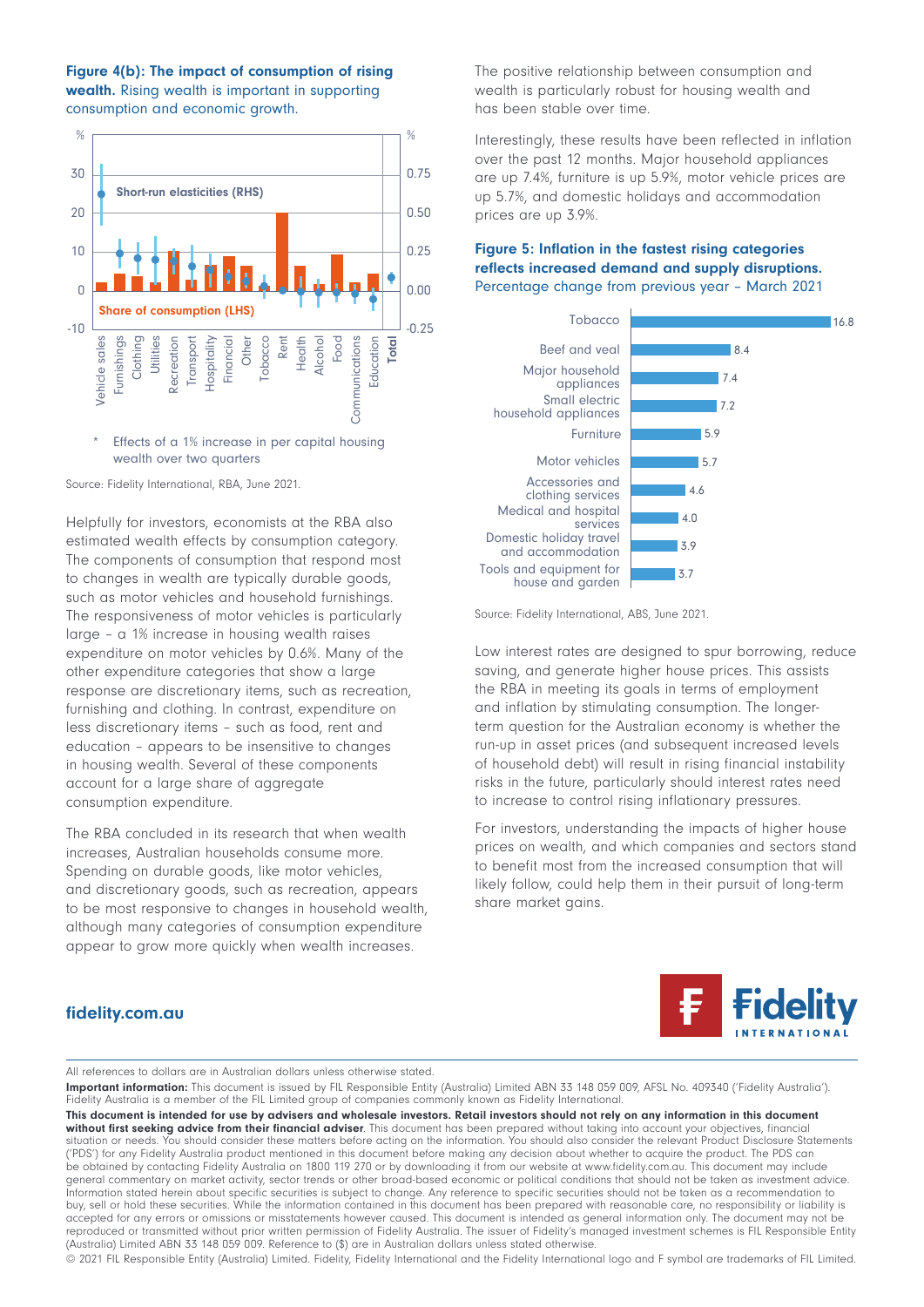**Figure 4(b): The impact of consumption of rising wealth.** Rising wealth is important in supporting consumption and economic growth.

%
30
20
10
0
-10

%
0.75
0.50
0.25
0.00
-0.25

Short-run elasticities (RHS)

Share of consumption (LHS)

Vehicle sales, Furnishings, Clothing, Utilities, Recreation, Transport, Hospitality, Financial, Other, Tobacco, Rent, Health, Alcohol, Food, Communications, Education, **Total**

\* Effects of a 1% increase in per capital housing wealth over two quarters

Source: Fidelity International, RBA, June 2021.

Helpfully for investors, economists at the RBA also estimated wealth effects by consumption category. The components of consumption that respond most to changes in wealth are typically durable goods, such as motor vehicles and household furnishings. The responsiveness of motor vehicles is particularly large – a 1% increase in housing wealth raises expenditure on motor vehicles by 0.6%. Many of the other expenditure categories that show a large response are discretionary items, such as recreation, furnishing and clothing. In contrast, expenditure on less discretionary items – such as food, rent and education – appears to be insensitive to changes in housing wealth. Several of these components account for a large share of aggregate consumption expenditure.

The RBA concluded in its research that when wealth increases, Australian households consume more. Spending on durable goods, like motor vehicles, and discretionary goods, such as recreation, appears to be most responsive to changes in household wealth, although many categories of consumption expenditure appear to grow more quickly when wealth increases.

The positive relationship between consumption and wealth is particularly robust for housing wealth and has been stable over time.

Interestingly, these results have been reflected in inflation over the past 12 months. Major household appliances are up 7.4%, furniture is up 5.9%, motor vehicle prices are up 5.7%, and domestic holidays and accommodation prices are up 3.9%.

**Figure 5: Inflation in the fastest rising categories reflects increased demand and supply disruptions.** Percentage change from previous year – March 2021

Tobacco 16.8
Beef and veal 8.4
Major household appliances 7.4
Small electric household appliances 7.2
Furniture 5.9
Motor vehicles 5.7
Accessories and clothing services 4.6
Medical and hospital services 4.0
Domestic holiday travel and accommodation 3.9
Tools and equipment for house and garden 3.7

Source: Fidelity International, ABS, June 2021.

Low interest rates are designed to spur borrowing, reduce saving, and generate higher house prices. This assists the RBA in meeting its goals in terms of employment and inflation by stimulating consumption. The longer-term question for the Australian economy is whether the run-up in asset prices (and subsequent increased levels of household debt) will result in rising financial instability risks in the future, particularly should interest rates need to increase to control rising inflationary pressures.

For investors, understanding the impacts of higher house prices on wealth, and which companies and sectors stand to benefit most from the increased consumption that will likely follow, could help them in their pursuit of long-term share market gains.

**fidelity.com.au**

Fidelity INTERNATIONAL

All references to dollars are in Australian dollars unless otherwise stated.

**Important information:** This document is issued by FIL Responsible Entity (Australia) Limited ABN 33 148 059 009, AFSL No. 409340 ('Fidelity Australia'). Fidelity Australia is a member of the FIL Limited group of companies commonly known as Fidelity International.

**This document is intended for use by advisers and wholesale investors. Retail investors should not rely on any information in this document without first seeking advice from their financial adviser**. This document has been prepared without taking into account your objectives, financial situation or needs. You should consider these matters before acting on the information. You should also consider the relevant Product Disclosure Statements ('PDS') for any Fidelity Australia product mentioned in this document before making any decision about whether to acquire the product. The PDS can be obtained by contacting Fidelity Australia on 1800 119 270 or by downloading it from our website at www.fidelity.com.au. This document may include general commentary on market activity, sector trends or other broad-based economic or political conditions that should not be taken as investment advice. Information stated herein about specific securities is subject to change. Any reference to specific securities should not be taken as a recommendation to buy, sell or hold these securities. While the information contained in this document has been prepared with reasonable care, no responsibility or liability is accepted for any errors or omissions or misstatements however caused. This document is intended as general information only. The document may not be reproduced or transmitted without prior written permission of Fidelity Australia. The issuer of Fidelity's managed investment schemes is FIL Responsible Entity (Australia) Limited ABN 33 148 059 009. Reference to ($) are in Australian dollars unless stated otherwise.

© 2021 FIL Responsible Entity (Australia) Limited. Fidelity, Fidelity International and the Fidelity International logo and F symbol are trademarks of FIL Limited.